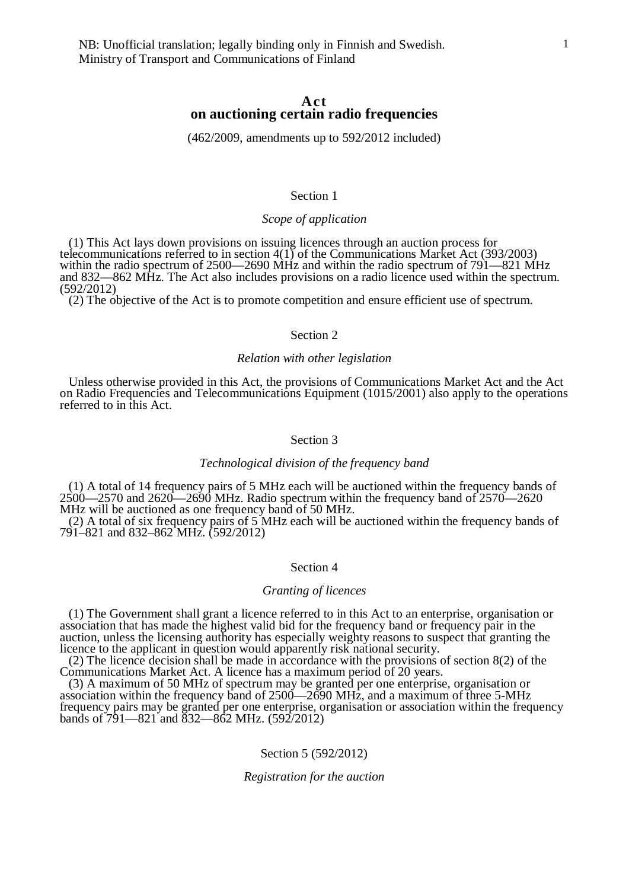NB: Unofficial translation; legally binding only in Finnish and Swedish.
Ministry of Transport and Communications of Finland

# Act on auctioning certain radio frequencies

(462/2009, amendments up to 592/2012 included)

## Section 1

*Scope of application*

(1) This Act lays down provisions on issuing licences through an auction process for telecommunications referred to in section 4(1) of the Communications Market Act (393/2003) within the radio spectrum of 2500—2690 MHz and within the radio spectrum of 791—821 MHz and 832—862 MHz. The Act also includes provisions on a radio licence used within the spectrum. (592/2012)

(2) The objective of the Act is to promote competition and ensure efficient use of spectrum.

## Section 2

*Relation with other legislation*

Unless otherwise provided in this Act, the provisions of Communications Market Act and the Act on Radio Frequencies and Telecommunications Equipment (1015/2001) also apply to the operations referred to in this Act.

## Section 3

*Technological division of the frequency band*

(1) A total of 14 frequency pairs of 5 MHz each will be auctioned within the frequency bands of 2500—2570 and 2620—2690 MHz. Radio spectrum within the frequency band of 2570—2620 MHz will be auctioned as one frequency band of 50 MHz.

(2) A total of six frequency pairs of 5 MHz each will be auctioned within the frequency bands of 791–821 and 832–862 MHz. (592/2012)

## Section 4

*Granting of licences*

(1) The Government shall grant a licence referred to in this Act to an enterprise, organisation or association that has made the highest valid bid for the frequency band or frequency pair in the auction, unless the licensing authority has especially weighty reasons to suspect that granting the licence to the applicant in question would apparently risk national security.

(2) The licence decision shall be made in accordance with the provisions of section 8(2) of the Communications Market Act. A licence has a maximum period of 20 years.

(3) A maximum of 50 MHz of spectrum may be granted per one enterprise, organisation or association within the frequency band of 2500—2690 MHz, and a maximum of three 5-MHz frequency pairs may be granted per one enterprise, organisation or association within the frequency bands of 791—821 and 832—862 MHz. (592/2012)

## Section 5 (592/2012)

*Registration for the auction*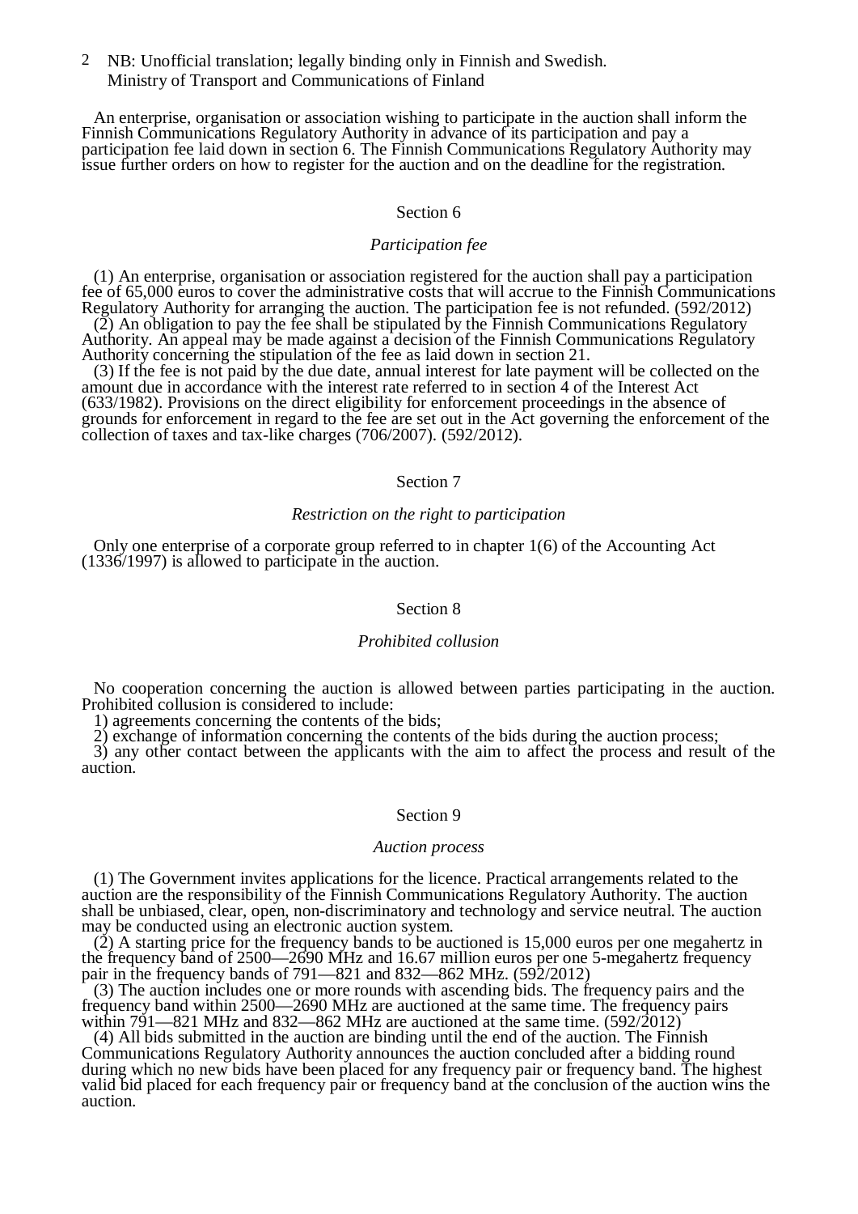An enterprise, organisation or association wishing to participate in the auction shall inform the Finnish Communications Regulatory Authority in advance of its participation and pay a participation fee laid down in section 6. The Finnish Communications Regulatory Authority may issue further orders on how to register for the auction and on the deadline for the registration.

Section 6

*Participation fee*

(1) An enterprise, organisation or association registered for the auction shall pay a participation fee of 65,000 euros to cover the administrative costs that will accrue to the Finnish Communications Regulatory Authority for arranging the auction. The participation fee is not refunded. (592/2012)

(2) An obligation to pay the fee shall be stipulated by the Finnish Communications Regulatory Authority. An appeal may be made against a decision of the Finnish Communications Regulatory Authority concerning the stipulation of the fee as laid down in section 21.

(3) If the fee is not paid by the due date, annual interest for late payment will be collected on the amount due in accordance with the interest rate referred to in section 4 of the Interest Act (633/1982). Provisions on the direct eligibility for enforcement proceedings in the absence of grounds for enforcement in regard to the fee are set out in the Act governing the enforcement of the collection of taxes and tax-like charges (706/2007). (592/2012).

Section 7

*Restriction on the right to participation*

Only one enterprise of a corporate group referred to in chapter 1(6) of the Accounting Act (1336/1997) is allowed to participate in the auction.

Section 8

*Prohibited collusion*

No cooperation concerning the auction is allowed between parties participating in the auction. Prohibited collusion is considered to include:

1) agreements concerning the contents of the bids;

2) exchange of information concerning the contents of the bids during the auction process;

3) any other contact between the applicants with the aim to affect the process and result of the auction.

Section 9

*Auction process*

(1) The Government invites applications for the licence. Practical arrangements related to the auction are the responsibility of the Finnish Communications Regulatory Authority. The auction shall be unbiased, clear, open, non-discriminatory and technology and service neutral. The auction may be conducted using an electronic auction system.

(2) A starting price for the frequency bands to be auctioned is 15,000 euros per one megahertz in the frequency band of 2500—2690 MHz and 16.67 million euros per one 5-megahertz frequency pair in the frequency bands of 791—821 and 832—862 MHz. (592/2012)

(3) The auction includes one or more rounds with ascending bids. The frequency pairs and the frequency band within 2500—2690 MHz are auctioned at the same time. The frequency pairs within 791—821 MHz and 832—862 MHz are auctioned at the same time. (592/2012)

(4) All bids submitted in the auction are binding until the end of the auction. The Finnish Communications Regulatory Authority announces the auction concluded after a bidding round during which no new bids have been placed for any frequency pair or frequency band. The highest valid bid placed for each frequency pair or frequency band at the conclusion of the auction wins the auction.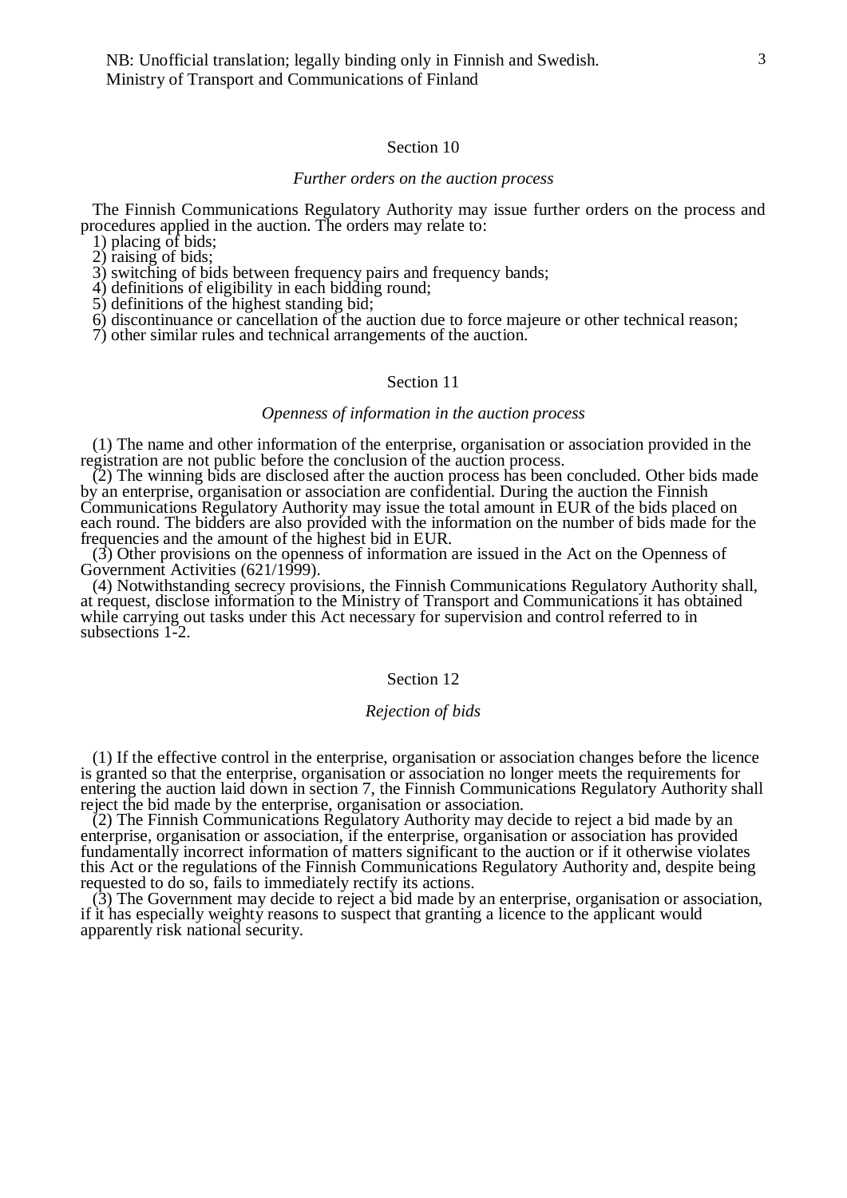## Section 10

*Further orders on the auction process*

The Finnish Communications Regulatory Authority may issue further orders on the process and procedures applied in the auction. The orders may relate to:

1) placing of bids;
2) raising of bids;
3) switching of bids between frequency pairs and frequency bands;
4) definitions of eligibility in each bidding round;
5) definitions of the highest standing bid;
6) discontinuance or cancellation of the auction due to force majeure or other technical reason;
7) other similar rules and technical arrangements of the auction.

## Section 11

*Openness of information in the auction process*

(1) The name and other information of the enterprise, organisation or association provided in the registration are not public before the conclusion of the auction process.

(2) The winning bids are disclosed after the auction process has been concluded. Other bids made by an enterprise, organisation or association are confidential. During the auction the Finnish Communications Regulatory Authority may issue the total amount in EUR of the bids placed on each round. The bidders are also provided with the information on the number of bids made for the frequencies and the amount of the highest bid in EUR.

(3) Other provisions on the openness of information are issued in the Act on the Openness of Government Activities (621/1999).

(4) Notwithstanding secrecy provisions, the Finnish Communications Regulatory Authority shall, at request, disclose information to the Ministry of Transport and Communications it has obtained while carrying out tasks under this Act necessary for supervision and control referred to in subsections 1-2.

## Section 12

*Rejection of bids*

(1) If the effective control in the enterprise, organisation or association changes before the licence is granted so that the enterprise, organisation or association no longer meets the requirements for entering the auction laid down in section 7, the Finnish Communications Regulatory Authority shall reject the bid made by the enterprise, organisation or association.

(2) The Finnish Communications Regulatory Authority may decide to reject a bid made by an enterprise, organisation or association, if the enterprise, organisation or association has provided fundamentally incorrect information of matters significant to the auction or if it otherwise violates this Act or the regulations of the Finnish Communications Regulatory Authority and, despite being requested to do so, fails to immediately rectify its actions.

(3) The Government may decide to reject a bid made by an enterprise, organisation or association, if it has especially weighty reasons to suspect that granting a licence to the applicant would apparently risk national security.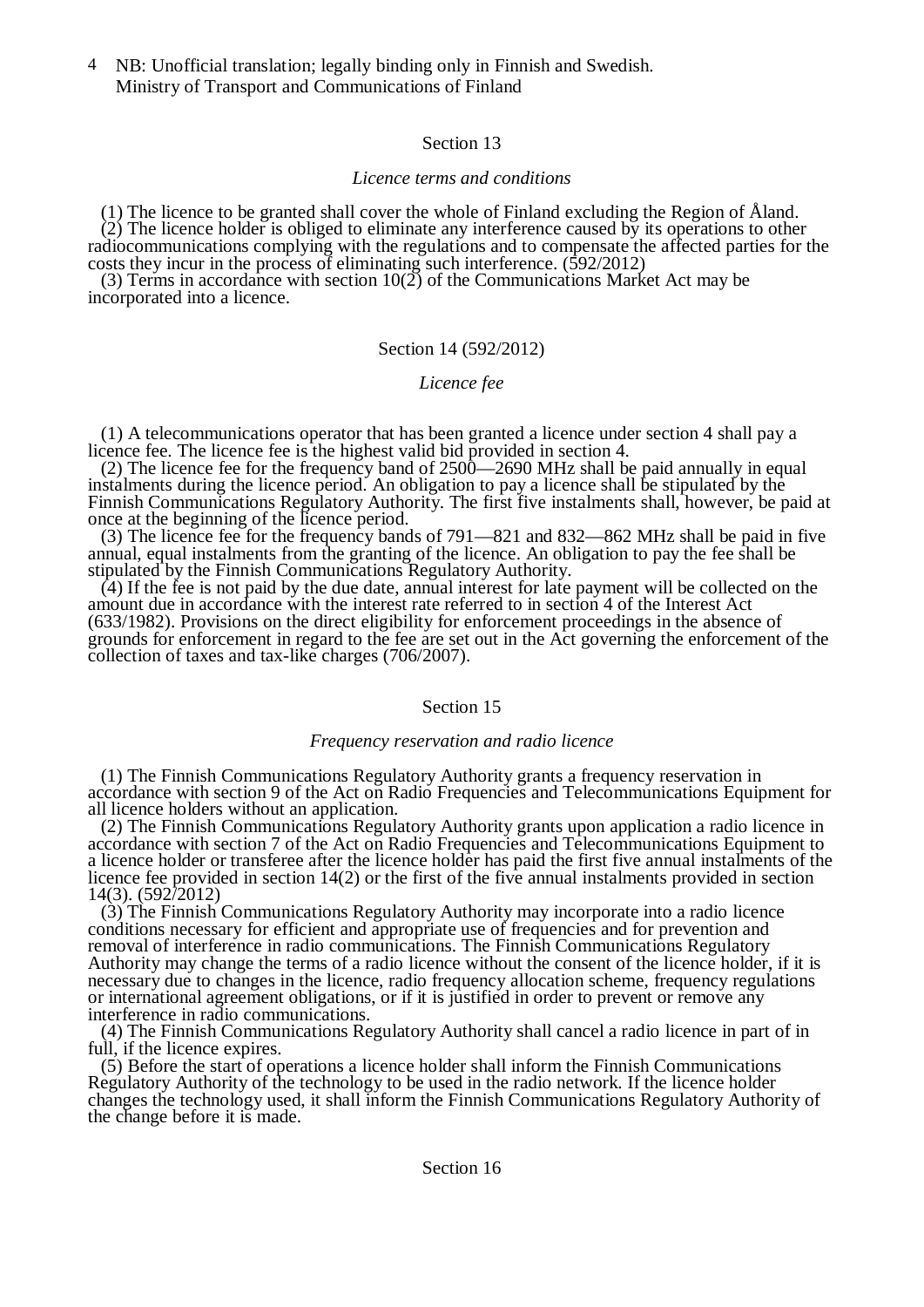NB: Unofficial translation; legally binding only in Finnish and Swedish.
Ministry of Transport and Communications of Finland

### Section 13

*Licence terms and conditions*

(1) The licence to be granted shall cover the whole of Finland excluding the Region of Åland.
(2) The licence holder is obliged to eliminate any interference caused by its operations to other radiocommunications complying with the regulations and to compensate the affected parties for the costs they incur in the process of eliminating such interference. (592/2012)
(3) Terms in accordance with section 10(2) of the Communications Market Act may be incorporated into a licence.

### Section 14 (592/2012)

*Licence fee*

(1) A telecommunications operator that has been granted a licence under section 4 shall pay a licence fee. The licence fee is the highest valid bid provided in section 4.
(2) The licence fee for the frequency band of 2500—2690 MHz shall be paid annually in equal instalments during the licence period. An obligation to pay a licence shall be stipulated by the Finnish Communications Regulatory Authority. The first five instalments shall, however, be paid at once at the beginning of the licence period.
(3) The licence fee for the frequency bands of 791—821 and 832—862 MHz shall be paid in five annual, equal instalments from the granting of the licence. An obligation to pay the fee shall be stipulated by the Finnish Communications Regulatory Authority.
(4) If the fee is not paid by the due date, annual interest for late payment will be collected on the amount due in accordance with the interest rate referred to in section 4 of the Interest Act (633/1982). Provisions on the direct eligibility for enforcement proceedings in the absence of grounds for enforcement in regard to the fee are set out in the Act governing the enforcement of the collection of taxes and tax-like charges (706/2007).

### Section 15

*Frequency reservation and radio licence*

(1) The Finnish Communications Regulatory Authority grants a frequency reservation in accordance with section 9 of the Act on Radio Frequencies and Telecommunications Equipment for all licence holders without an application.
(2) The Finnish Communications Regulatory Authority grants upon application a radio licence in accordance with section 7 of the Act on Radio Frequencies and Telecommunications Equipment to a licence holder or transferee after the licence holder has paid the first five annual instalments of the licence fee provided in section 14(2) or the first of the five annual instalments provided in section 14(3). (592/2012)
(3) The Finnish Communications Regulatory Authority may incorporate into a radio licence conditions necessary for efficient and appropriate use of frequencies and for prevention and removal of interference in radio communications. The Finnish Communications Regulatory Authority may change the terms of a radio licence without the consent of the licence holder, if it is necessary due to changes in the licence, radio frequency allocation scheme, frequency regulations or international agreement obligations, or if it is justified in order to prevent or remove any interference in radio communications.
(4) The Finnish Communications Regulatory Authority shall cancel a radio licence in part of in full, if the licence expires.
(5) Before the start of operations a licence holder shall inform the Finnish Communications Regulatory Authority of the technology to be used in the radio network. If the licence holder changes the technology used, it shall inform the Finnish Communications Regulatory Authority of the change before it is made.

### Section 16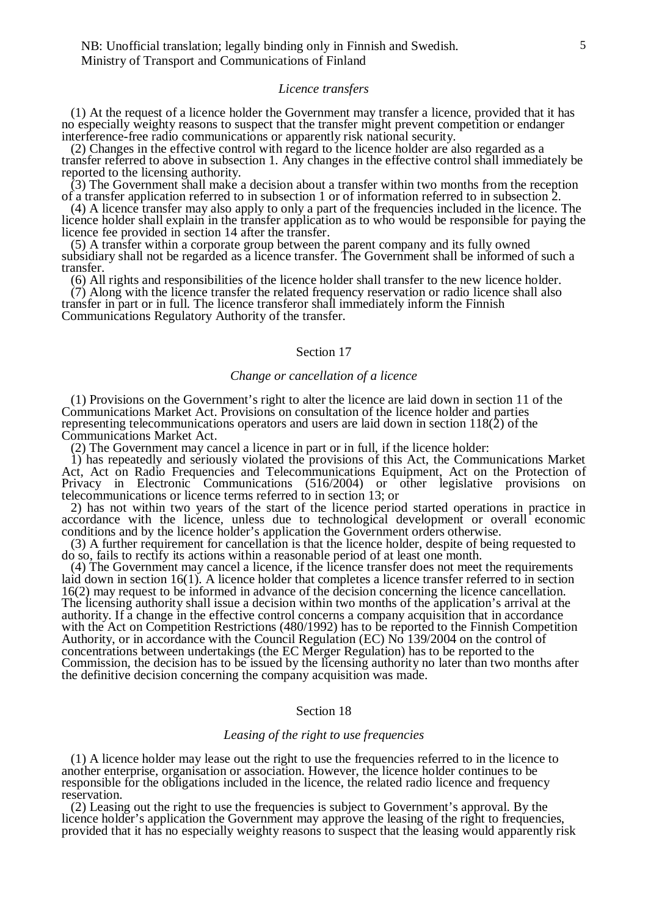*Licence transfers*

(1) At the request of a licence holder the Government may transfer a licence, provided that it has no especially weighty reasons to suspect that the transfer might prevent competition or endanger interference-free radio communications or apparently risk national security.

(2) Changes in the effective control with regard to the licence holder are also regarded as a transfer referred to above in subsection 1. Any changes in the effective control shall immediately be reported to the licensing authority.

(3) The Government shall make a decision about a transfer within two months from the reception of a transfer application referred to in subsection 1 or of information referred to in subsection 2.

(4) A licence transfer may also apply to only a part of the frequencies included in the licence. The licence holder shall explain in the transfer application as to who would be responsible for paying the licence fee provided in section 14 after the transfer.

(5) A transfer within a corporate group between the parent company and its fully owned subsidiary shall not be regarded as a licence transfer. The Government shall be informed of such a transfer.

(6) All rights and responsibilities of the licence holder shall transfer to the new licence holder.

(7) Along with the licence transfer the related frequency reservation or radio licence shall also transfer in part or in full. The licence transferor shall immediately inform the Finnish Communications Regulatory Authority of the transfer.

## Section 17

*Change or cancellation of a licence*

(1) Provisions on the Government's right to alter the licence are laid down in section 11 of the Communications Market Act. Provisions on consultation of the licence holder and parties representing telecommunications operators and users are laid down in section 118(2) of the Communications Market Act.

(2) The Government may cancel a licence in part or in full, if the licence holder:

1) has repeatedly and seriously violated the provisions of this Act, the Communications Market Act, Act on Radio Frequencies and Telecommunications Equipment, Act on the Protection of Privacy in Electronic Communications (516/2004) or other legislative provisions on telecommunications or licence terms referred to in section 13; or

2) has not within two years of the start of the licence period started operations in practice in accordance with the licence, unless due to technological development or overall economic conditions and by the licence holder's application the Government orders otherwise.

(3) A further requirement for cancellation is that the licence holder, despite of being requested to do so, fails to rectify its actions within a reasonable period of at least one month.

(4) The Government may cancel a licence, if the licence transfer does not meet the requirements laid down in section 16(1). A licence holder that completes a licence transfer referred to in section 16(2) may request to be informed in advance of the decision concerning the licence cancellation. The licensing authority shall issue a decision within two months of the application's arrival at the authority. If a change in the effective control concerns a company acquisition that in accordance with the Act on Competition Restrictions (480/1992) has to be reported to the Finnish Competition Authority, or in accordance with the Council Regulation (EC) No 139/2004 on the control of concentrations between undertakings (the EC Merger Regulation) has to be reported to the Commission, the decision has to be issued by the licensing authority no later than two months after the definitive decision concerning the company acquisition was made.

## Section 18

*Leasing of the right to use frequencies*

(1) A licence holder may lease out the right to use the frequencies referred to in the licence to another enterprise, organisation or association. However, the licence holder continues to be responsible for the obligations included in the licence, the related radio licence and frequency reservation.

(2) Leasing out the right to use the frequencies is subject to Government's approval. By the licence holder's application the Government may approve the leasing of the right to frequencies, provided that it has no especially weighty reasons to suspect that the leasing would apparently risk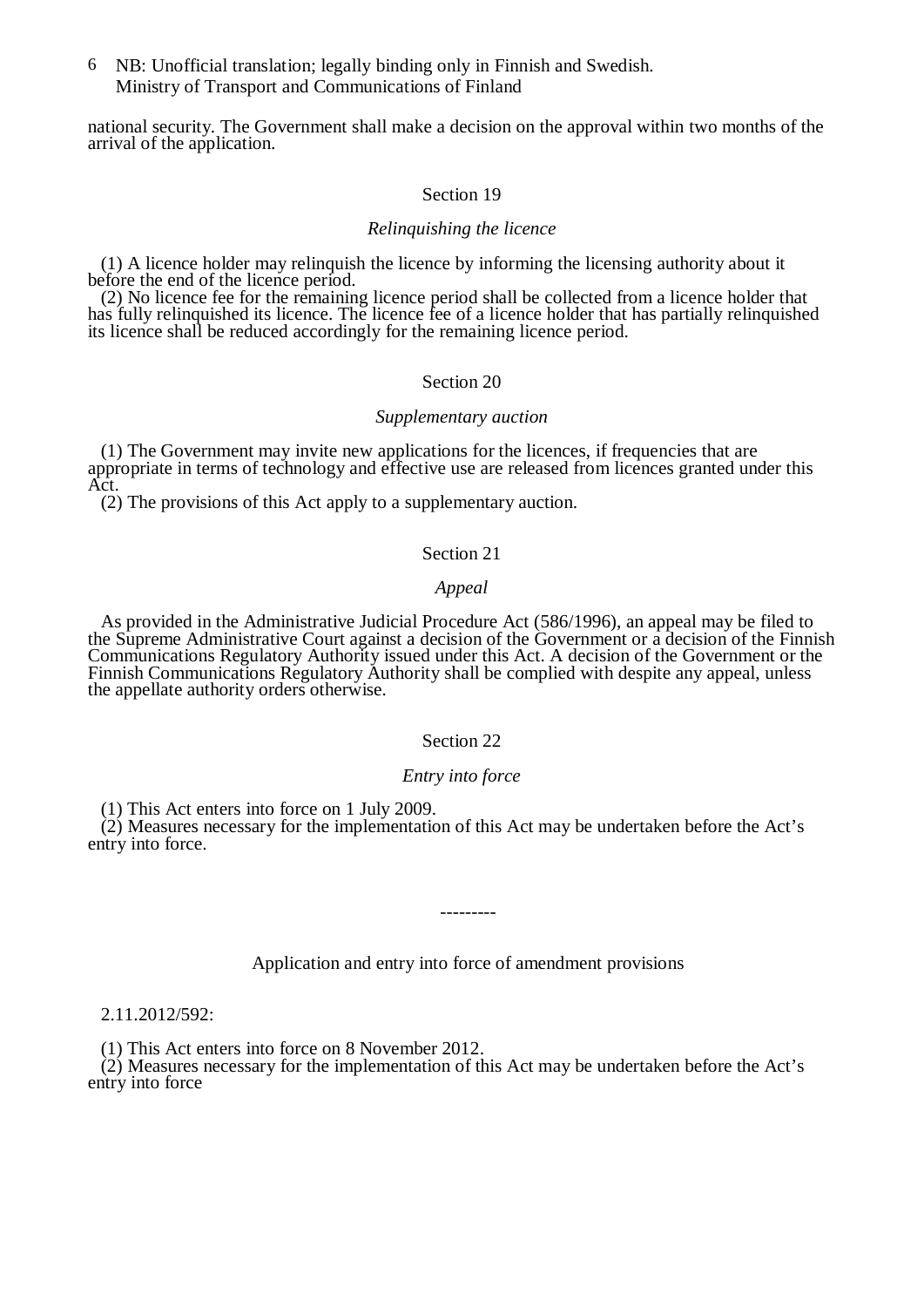national security. The Government shall make a decision on the approval within two months of the arrival of the application.

## Section 19

*Relinquishing the licence*

(1) A licence holder may relinquish the licence by informing the licensing authority about it before the end of the licence period.
(2) No licence fee for the remaining licence period shall be collected from a licence holder that has fully relinquished its licence. The licence fee of a licence holder that has partially relinquished its licence shall be reduced accordingly for the remaining licence period.

## Section 20

*Supplementary auction*

(1) The Government may invite new applications for the licences, if frequencies that are appropriate in terms of technology and effective use are released from licences granted under this Act.
(2) The provisions of this Act apply to a supplementary auction.

## Section 21

*Appeal*

As provided in the Administrative Judicial Procedure Act (586/1996), an appeal may be filed to the Supreme Administrative Court against a decision of the Government or a decision of the Finnish Communications Regulatory Authority issued under this Act. A decision of the Government or the Finnish Communications Regulatory Authority shall be complied with despite any appeal, unless the appellate authority orders otherwise.

## Section 22

*Entry into force*

(1) This Act enters into force on 1 July 2009.
(2) Measures necessary for the implementation of this Act may be undertaken before the Act's entry into force.

---------

Application and entry into force of amendment provisions

2.11.2012/592:

(1) This Act enters into force on 8 November 2012.
(2) Measures necessary for the implementation of this Act may be undertaken before the Act's entry into force